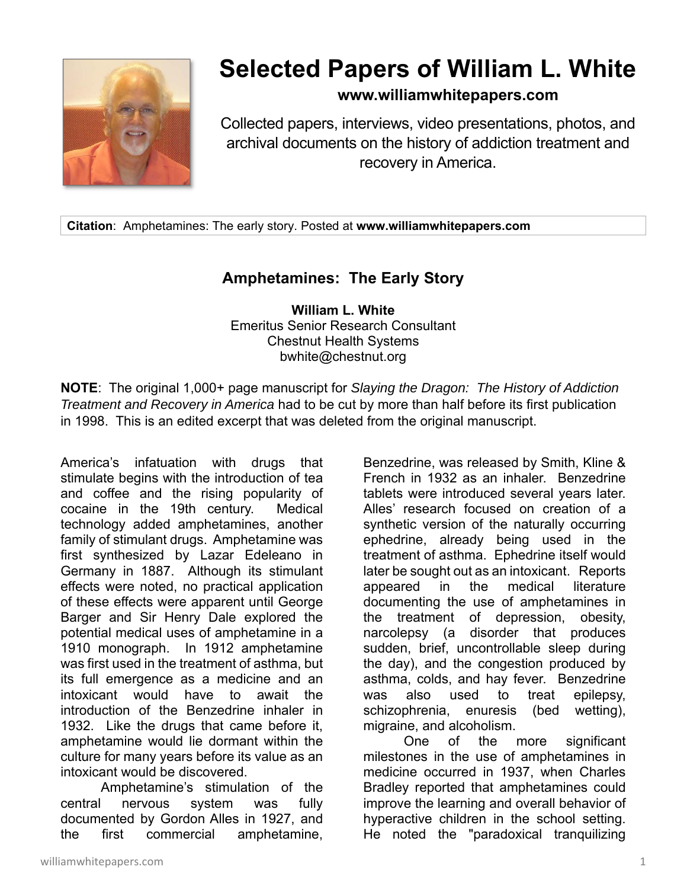# Selected Papers of William L. White

**www.williamwhitepapers.com**

Collected papers, interviews, video presentations, photos, and archival documents on the history of addiction treatment and recovery in America.

**Citation**: Amphetamines: The early story. Posted at **www.williamwhitepapers.com**

## Amphetamines: The Early Story

**William L. White**
Emeritus Senior Research Consultant
Chestnut Health Systems
bwhite@chestnut.org

**NOTE**: The original 1,000+ page manuscript for *Slaying the Dragon: The History of Addiction Treatment and Recovery in America* had to be cut by more than half before its first publication in 1998. This is an edited excerpt that was deleted from the original manuscript.

America's infatuation with drugs that stimulate begins with the introduction of tea and coffee and the rising popularity of cocaine in the 19th century. Medical technology added amphetamines, another family of stimulant drugs. Amphetamine was first synthesized by Lazar Edeleano in Germany in 1887. Although its stimulant effects were noted, no practical application of these effects were apparent until George Barger and Sir Henry Dale explored the potential medical uses of amphetamine in a 1910 monograph. In 1912 amphetamine was first used in the treatment of asthma, but its full emergence as a medicine and an intoxicant would have to await the introduction of the Benzedrine inhaler in 1932. Like the drugs that came before it, amphetamine would lie dormant within the culture for many years before its value as an intoxicant would be discovered.

Amphetamine's stimulation of the central nervous system was fully documented by Gordon Alles in 1927, and the first commercial amphetamine, Benzedrine, was released by Smith, Kline & French in 1932 as an inhaler. Benzedrine tablets were introduced several years later. Alles' research focused on creation of a synthetic version of the naturally occurring ephedrine, already being used in the treatment of asthma. Ephedrine itself would later be sought out as an intoxicant. Reports appeared in the medical literature documenting the use of amphetamines in the treatment of depression, obesity, narcolepsy (a disorder that produces sudden, brief, uncontrollable sleep during the day), and the congestion produced by asthma, colds, and hay fever. Benzedrine was also used to treat epilepsy, schizophrenia, enuresis (bed wetting), migraine, and alcoholism.

One of the more significant milestones in the use of amphetamines in medicine occurred in 1937, when Charles Bradley reported that amphetamines could improve the learning and overall behavior of hyperactive children in the school setting. He noted the "paradoxical tranquilizing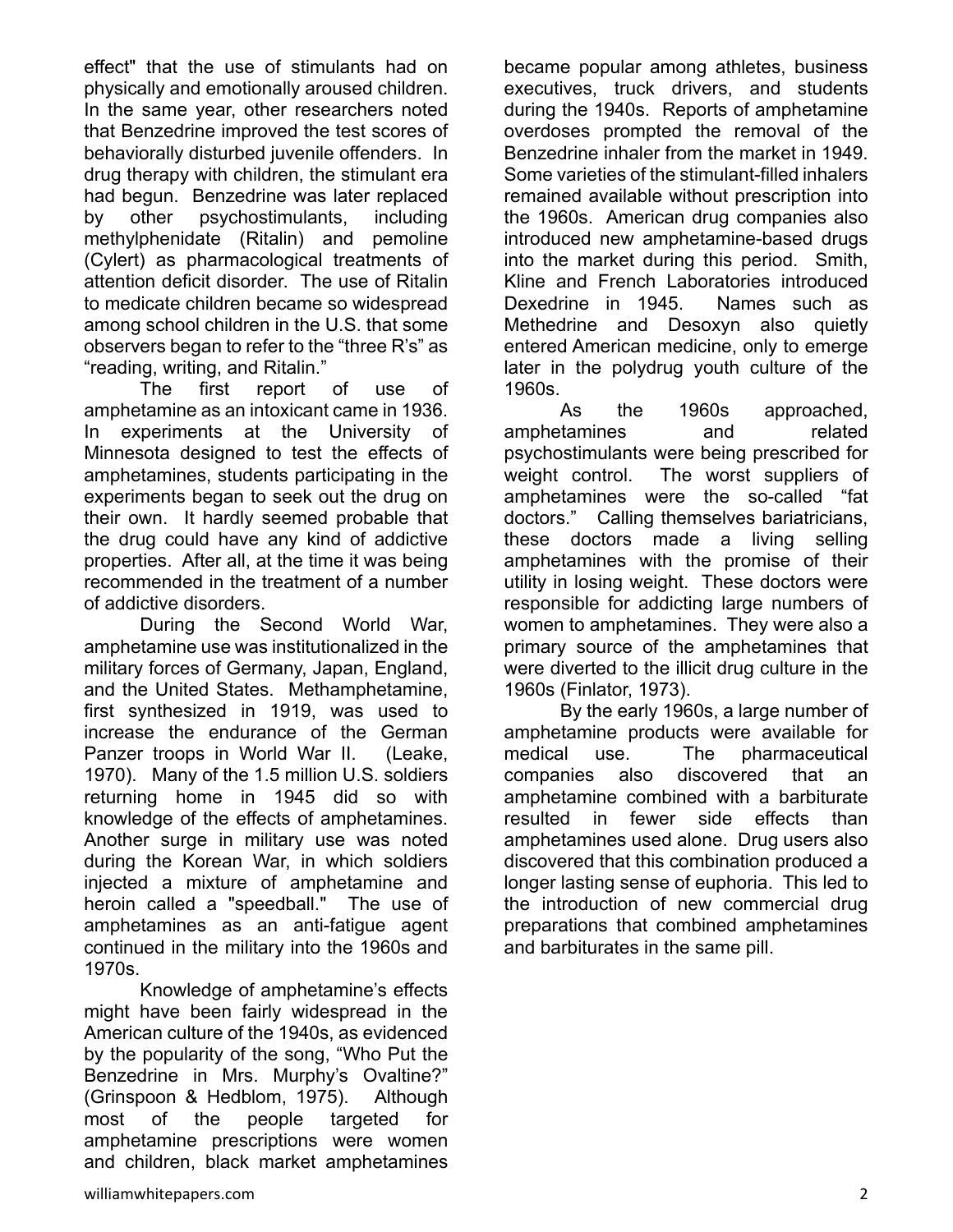effect" that the use of stimulants had on physically and emotionally aroused children. In the same year, other researchers noted that Benzedrine improved the test scores of behaviorally disturbed juvenile offenders. In drug therapy with children, the stimulant era had begun. Benzedrine was later replaced by other psychostimulants, including methylphenidate (Ritalin) and pemoline (Cylert) as pharmacological treatments of attention deficit disorder. The use of Ritalin to medicate children became so widespread among school children in the U.S. that some observers began to refer to the "three R's" as "reading, writing, and Ritalin."

The first report of use of amphetamine as an intoxicant came in 1936. In experiments at the University of Minnesota designed to test the effects of amphetamines, students participating in the experiments began to seek out the drug on their own. It hardly seemed probable that the drug could have any kind of addictive properties. After all, at the time it was being recommended in the treatment of a number of addictive disorders.

During the Second World War, amphetamine use was institutionalized in the military forces of Germany, Japan, England, and the United States. Methamphetamine, first synthesized in 1919, was used to increase the endurance of the German Panzer troops in World War II. (Leake, 1970). Many of the 1.5 million U.S. soldiers returning home in 1945 did so with knowledge of the effects of amphetamines. Another surge in military use was noted during the Korean War, in which soldiers injected a mixture of amphetamine and heroin called a "speedball." The use of amphetamines as an anti-fatigue agent continued in the military into the 1960s and 1970s.

Knowledge of amphetamine's effects might have been fairly widespread in the American culture of the 1940s, as evidenced by the popularity of the song, "Who Put the Benzedrine in Mrs. Murphy's Ovaltine?" (Grinspoon & Hedblom, 1975). Although most of the people targeted for amphetamine prescriptions were women and children, black market amphetamines became popular among athletes, business executives, truck drivers, and students during the 1940s. Reports of amphetamine overdoses prompted the removal of the Benzedrine inhaler from the market in 1949. Some varieties of the stimulant-filled inhalers remained available without prescription into the 1960s. American drug companies also introduced new amphetamine-based drugs into the market during this period. Smith, Kline and French Laboratories introduced Dexedrine in 1945. Names such as Methedrine and Desoxyn also quietly entered American medicine, only to emerge later in the polydrug youth culture of the 1960s.

As the 1960s approached, amphetamines and related psychostimulants were being prescribed for weight control. The worst suppliers of amphetamines were the so-called "fat doctors." Calling themselves bariatricians, these doctors made a living selling amphetamines with the promise of their utility in losing weight. These doctors were responsible for addicting large numbers of women to amphetamines. They were also a primary source of the amphetamines that were diverted to the illicit drug culture in the 1960s (Finlator, 1973).

By the early 1960s, a large number of amphetamine products were available for medical use. The pharmaceutical companies also discovered that an amphetamine combined with a barbiturate resulted in fewer side effects than amphetamines used alone. Drug users also discovered that this combination produced a longer lasting sense of euphoria. This led to the introduction of new commercial drug preparations that combined amphetamines and barbiturates in the same pill.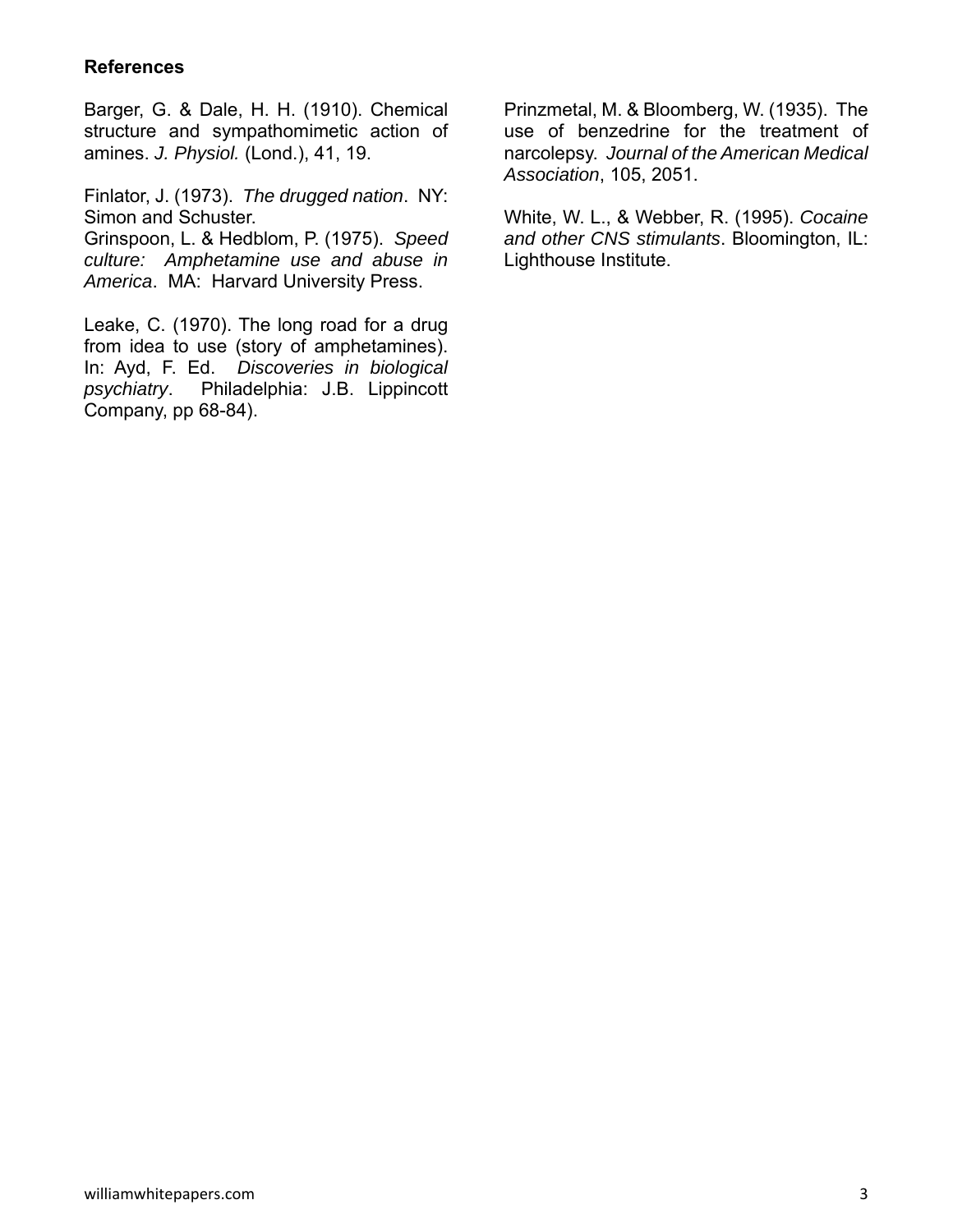## References

Barger, G. & Dale, H. H. (1910). Chemical structure and sympathomimetic action of amines. *J. Physiol.* (Lond.), 41, 19.

Finlator, J. (1973). *The drugged nation*. NY: Simon and Schuster.

Grinspoon, L. & Hedblom, P. (1975). *Speed culture: Amphetamine use and abuse in America*. MA: Harvard University Press.

Leake, C. (1970). The long road for a drug from idea to use (story of amphetamines). In: Ayd, F. Ed. *Discoveries in biological psychiatry*. Philadelphia: J.B. Lippincott Company, pp 68-84).

Prinzmetal, M. & Bloomberg, W. (1935). The use of benzedrine for the treatment of narcolepsy. *Journal of the American Medical Association*, 105, 2051.

White, W. L., & Webber, R. (1995). *Cocaine and other CNS stimulants*. Bloomington, IL: Lighthouse Institute.